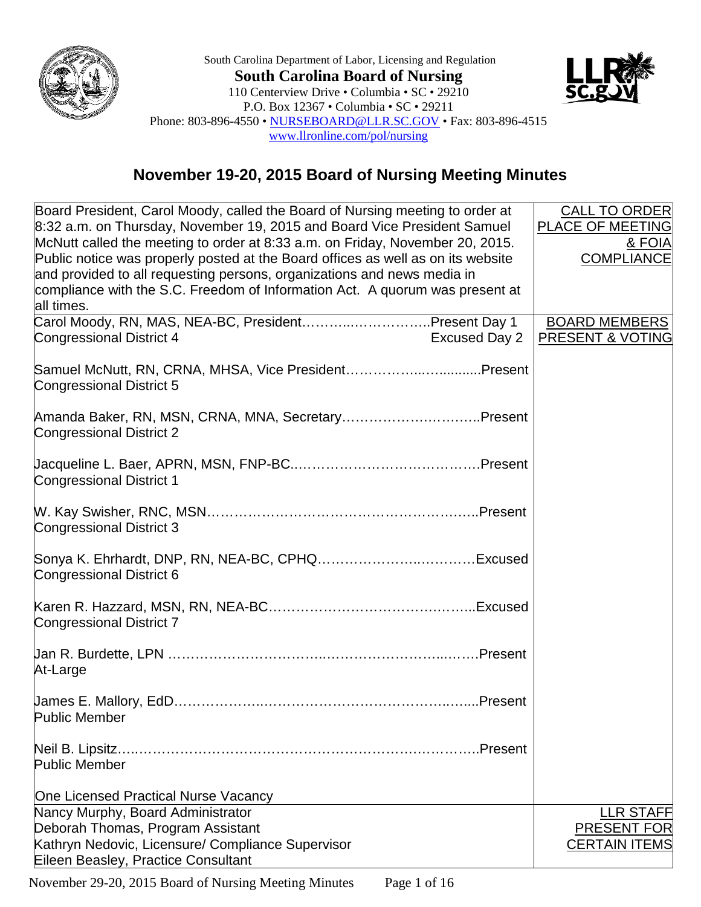South Carolina Department of Labor, Licensing and Regulation

**South Carolina Board of Nursing**

110 Centerview Drive • Columbia • SC • 29210
P.O. Box 12367 • Columbia • SC • 29211
Phone: 803-896-4550 • NURSEBOARD@LLR.SC.GOV • Fax: 803-896-4515
www.llronline.com/pol/nursing

# November 19-20, 2015 Board of Nursing Meeting Minutes

| | |
|---|---|
| Board President, Carol Moody, called the Board of Nursing meeting to order at 8:32 a.m. on Thursday, November 19, 2015 and Board Vice President Samuel McNutt called the meeting to order at 8:33 a.m. on Friday, November 20, 2015. Public notice was properly posted at the Board offices as well as on its website and provided to all requesting persons, organizations and news media in compliance with the S.C. Freedom of Information Act. A quorum was present at all times. | CALL TO ORDER PLACE OF MEETING & FOIA COMPLIANCE |
| Carol Moody, RN, MAS, NEA-BC, President……………………………..Present Day 1<br>Congressional District 4 Excused Day 2<br><br>Samuel McNutt, RN, CRNA, MHSA, Vice President…………………...........Present<br>Congressional District 5<br><br>Amanda Baker, RN, MSN, CRNA, MNA, Secretary…………………………..Present<br>Congressional District 2<br><br>Jacqueline L. Baer, APRN, MSN, FNP-BC..………………………………….Present<br>Congressional District 1<br><br>W. Kay Swisher, RNC, MSN…………………………………………………..Present<br>Congressional District 3<br><br>Sonya K. Ehrhardt, DNP, RN, NEA-BC, CPHQ………………….…………Excused<br>Congressional District 6<br><br>Karen R. Hazzard, MSN, RN, NEA-BC…………….………………..……..Excused<br>Congressional District 7<br><br>Jan R. Burdette, LPN ………………………..………………………...…….Present<br>At-Large<br><br>James E. Mallory, EdD………………...……………………………...…....Present<br>Public Member<br><br>Neil B. Lipsitz…………………………………………………….…………..Present<br>Public Member<br><br>One Licensed Practical Nurse Vacancy | BOARD MEMBERS PRESENT & VOTING |
| Nancy Murphy, Board Administrator<br>Deborah Thomas, Program Assistant<br>Kathryn Nedovic, Licensure/ Compliance Supervisor<br>Eileen Beasley, Practice Consultant | LLR STAFF PRESENT FOR CERTAIN ITEMS |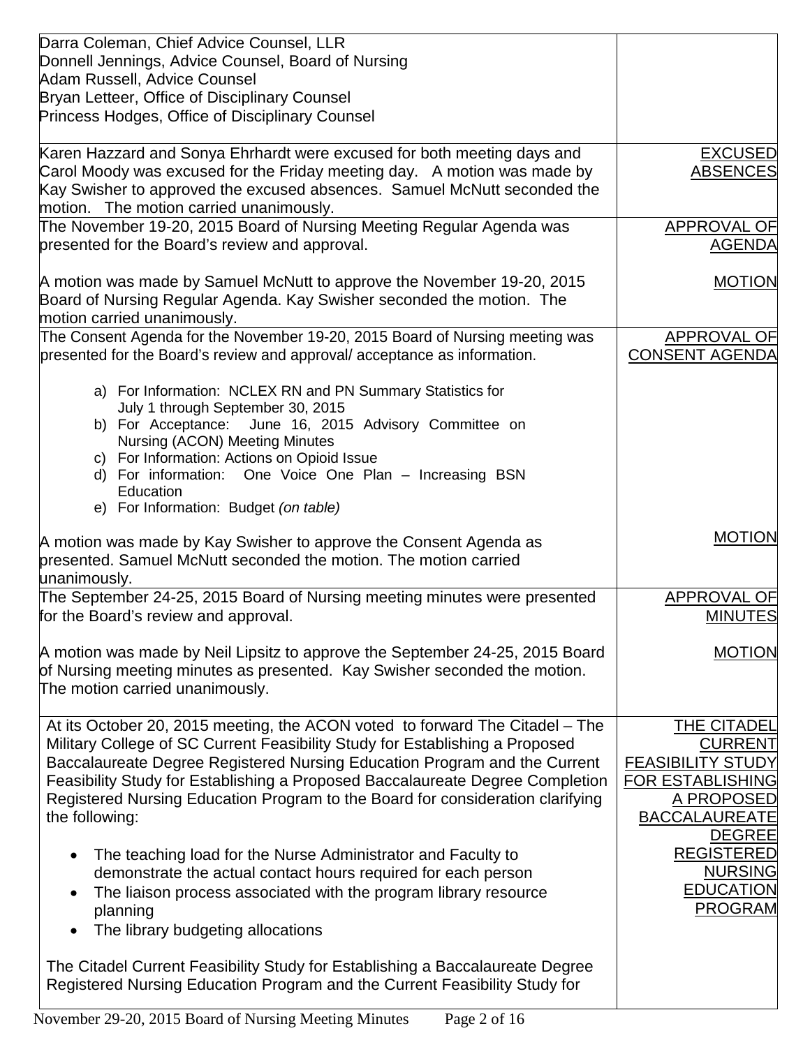| | |
|---|---|
| Darra Coleman, Chief Advice Counsel, LLR<br>Donnell Jennings, Advice Counsel, Board of Nursing<br>Adam Russell, Advice Counsel<br>Bryan Letteer, Office of Disciplinary Counsel<br>Princess Hodges, Office of Disciplinary Counsel | |
| Karen Hazzard and Sonya Ehrhardt were excused for both meeting days and Carol Moody was excused for the Friday meeting day. A motion was made by Kay Swisher to approved the excused absences. Samuel McNutt seconded the motion. The motion carried unanimously. | EXCUSED ABSENCES |
| The November 19-20, 2015 Board of Nursing Meeting Regular Agenda was presented for the Board's review and approval.<br><br>A motion was made by Samuel McNutt to approve the November 19-20, 2015 Board of Nursing Regular Agenda. Kay Swisher seconded the motion. The motion carried unanimously. | APPROVAL OF AGENDA<br><br>MOTION |
| The Consent Agenda for the November 19-20, 2015 Board of Nursing meeting was presented for the Board's review and approval/ acceptance as information.<br><br>a) For Information: NCLEX RN and PN Summary Statistics for July 1 through September 30, 2015<br>b) For Acceptance: June 16, 2015 Advisory Committee on Nursing (ACON) Meeting Minutes<br>c) For Information: Actions on Opioid Issue<br>d) For information: One Voice One Plan – Increasing BSN Education<br>e) For Information: Budget *(on table)*<br><br>A motion was made by Kay Swisher to approve the Consent Agenda as presented. Samuel McNutt seconded the motion. The motion carried unanimously. | APPROVAL OF CONSENT AGENDA<br><br>MOTION |
| The September 24-25, 2015 Board of Nursing meeting minutes were presented for the Board's review and approval.<br><br>A motion was made by Neil Lipsitz to approve the September 24-25, 2015 Board of Nursing meeting minutes as presented. Kay Swisher seconded the motion. The motion carried unanimously. | APPROVAL OF MINUTES<br><br>MOTION |
| At its October 20, 2015 meeting, the ACON voted to forward The Citadel – The Military College of SC Current Feasibility Study for Establishing a Proposed Baccalaureate Degree Registered Nursing Education Program and the Current Feasibility Study for Establishing a Proposed Baccalaureate Degree Completion Registered Nursing Education Program to the Board for consideration clarifying the following:<br><br>• The teaching load for the Nurse Administrator and Faculty to demonstrate the actual contact hours required for each person<br>• The liaison process associated with the program library resource planning<br>• The library budgeting allocations<br><br>The Citadel Current Feasibility Study for Establishing a Baccalaureate Degree Registered Nursing Education Program and the Current Feasibility Study for | THE CITADEL CURRENT FEASIBILITY STUDY FOR ESTABLISHING A PROPOSED BACCALAUREATE DEGREE REGISTERED NURSING EDUCATION PROGRAM |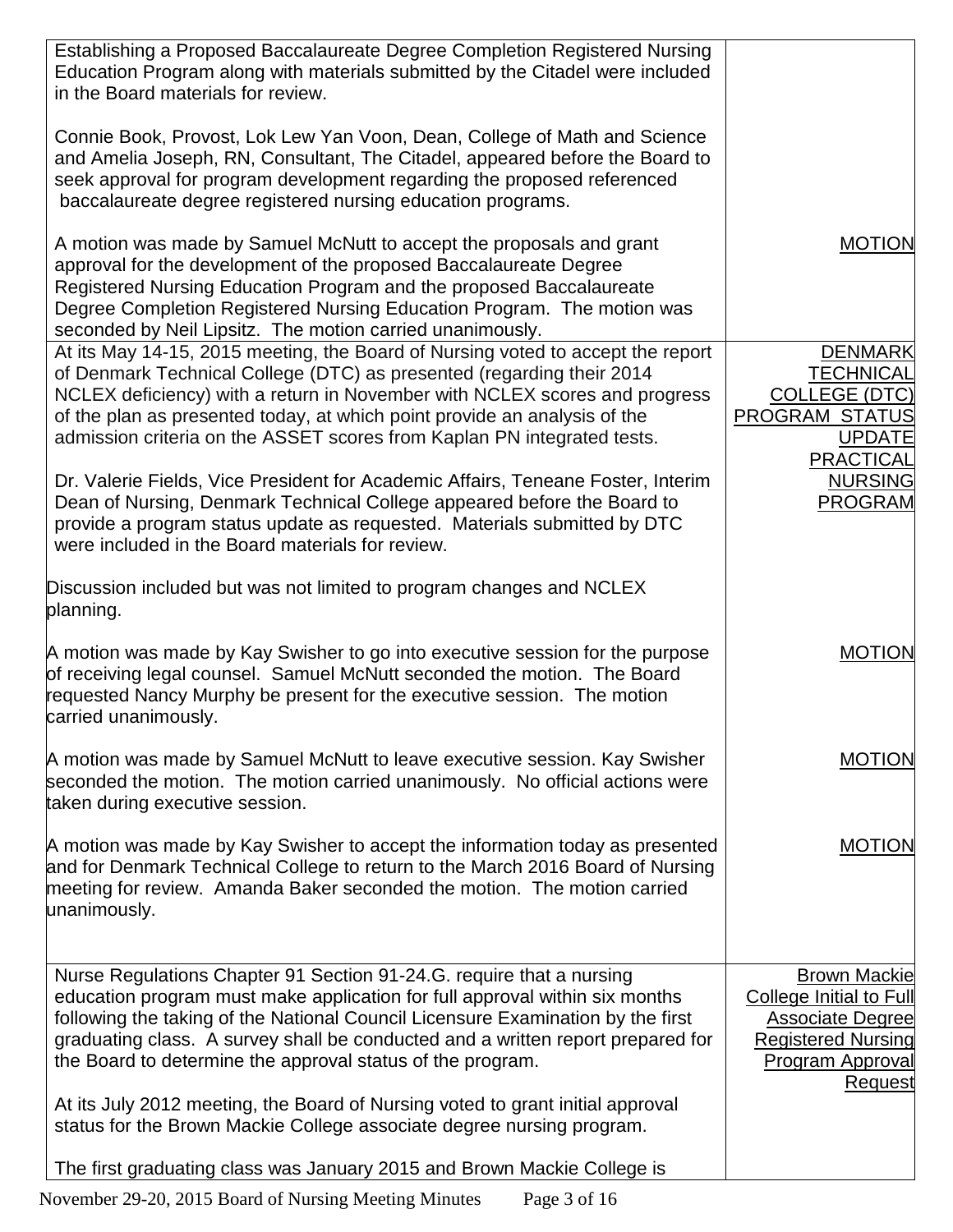| | |
|---|---|
| Establishing a Proposed Baccalaureate Degree Completion Registered Nursing Education Program along with materials submitted by the Citadel were included in the Board materials for review.<br><br>Connie Book, Provost, Lok Lew Yan Voon, Dean, College of Math and Science and Amelia Joseph, RN, Consultant, The Citadel, appeared before the Board to seek approval for program development regarding the proposed referenced baccalaureate degree registered nursing education programs.<br><br>A motion was made by Samuel McNutt to accept the proposals and grant approval for the development of the proposed Baccalaureate Degree Registered Nursing Education Program and the proposed Baccalaureate Degree Completion Registered Nursing Education Program. The motion was seconded by Neil Lipsitz. The motion carried unanimously. | <br><br><br><br><br><br>MOTION |
| At its May 14-15, 2015 meeting, the Board of Nursing voted to accept the report of Denmark Technical College (DTC) as presented (regarding their 2014 NCLEX deficiency) with a return in November with NCLEX scores and progress of the plan as presented today, at which point provide an analysis of the admission criteria on the ASSET scores from Kaplan PN integrated tests.<br><br>Dr. Valerie Fields, Vice President for Academic Affairs, Teneane Foster, Interim Dean of Nursing, Denmark Technical College appeared before the Board to provide a program status update as requested. Materials submitted by DTC were included in the Board materials for review.<br><br>Discussion included but was not limited to program changes and NCLEX planning.<br><br>A motion was made by Kay Swisher to go into executive session for the purpose of receiving legal counsel. Samuel McNutt seconded the motion. The Board requested Nancy Murphy be present for the executive session. The motion carried unanimously.<br><br>A motion was made by Samuel McNutt to leave executive session. Kay Swisher seconded the motion. The motion carried unanimously. No official actions were taken during executive session.<br><br>A motion was made by Kay Swisher to accept the information today as presented and for Denmark Technical College to return to the March 2016 Board of Nursing meeting for review. Amanda Baker seconded the motion. The motion carried unanimously. | DENMARK TECHNICAL COLLEGE (DTC) PROGRAM STATUS UPDATE PRACTICAL NURSING PROGRAM<br><br><br><br><br>MOTION<br><br><br>MOTION<br><br><br>MOTION |
| Nurse Regulations Chapter 91 Section 91-24.G. require that a nursing education program must make application for full approval within six months following the taking of the National Council Licensure Examination by the first graduating class. A survey shall be conducted and a written report prepared for the Board to determine the approval status of the program.<br><br>At its July 2012 meeting, the Board of Nursing voted to grant initial approval status for the Brown Mackie College associate degree nursing program.<br><br>The first graduating class was January 2015 and Brown Mackie College is | Brown Mackie College Initial to Full Associate Degree Registered Nursing Program Approval Request |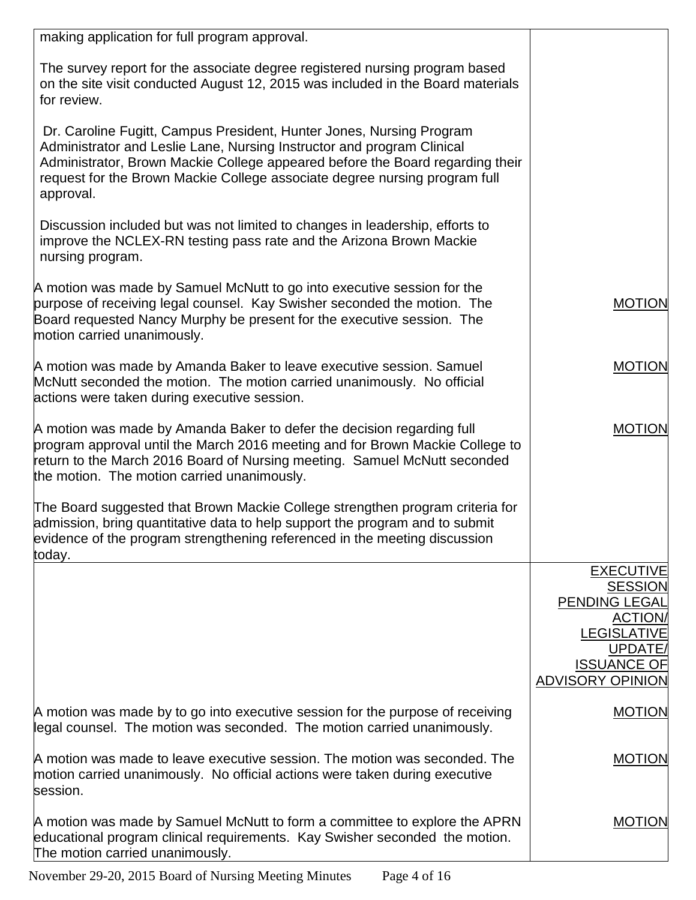| | |
|---|---|
| making application for full program approval.<br><br>The survey report for the associate degree registered nursing program based on the site visit conducted August 12, 2015 was included in the Board materials for review.<br><br>Dr. Caroline Fugitt, Campus President, Hunter Jones, Nursing Program Administrator and Leslie Lane, Nursing Instructor and program Clinical Administrator, Brown Mackie College appeared before the Board regarding their request for the Brown Mackie College associate degree nursing program full approval.<br><br>Discussion included but was not limited to changes in leadership, efforts to improve the NCLEX-RN testing pass rate and the Arizona Brown Mackie nursing program. | |
| A motion was made by Samuel McNutt to go into executive session for the purpose of receiving legal counsel. Kay Swisher seconded the motion. The Board requested Nancy Murphy be present for the executive session. The motion carried unanimously. | MOTION |
| A motion was made by Amanda Baker to leave executive session. Samuel McNutt seconded the motion. The motion carried unanimously. No official actions were taken during executive session. | MOTION |
| A motion was made by Amanda Baker to defer the decision regarding full program approval until the March 2016 meeting and for Brown Mackie College to return to the March 2016 Board of Nursing meeting. Samuel McNutt seconded the motion. The motion carried unanimously. | MOTION |
| The Board suggested that Brown Mackie College strengthen program criteria for admission, bring quantitative data to help support the program and to submit evidence of the program strengthening referenced in the meeting discussion today. | |
| | EXECUTIVE SESSION PENDING LEGAL ACTION/ LEGISLATIVE UPDATE/ ISSUANCE OF ADVISORY OPINION |
| A motion was made by to go into executive session for the purpose of receiving legal counsel. The motion was seconded. The motion carried unanimously. | MOTION |
| A motion was made to leave executive session. The motion was seconded. The motion carried unanimously. No official actions were taken during executive session. | MOTION |
| A motion was made by Samuel McNutt to form a committee to explore the APRN educational program clinical requirements. Kay Swisher seconded the motion. The motion carried unanimously. | MOTION |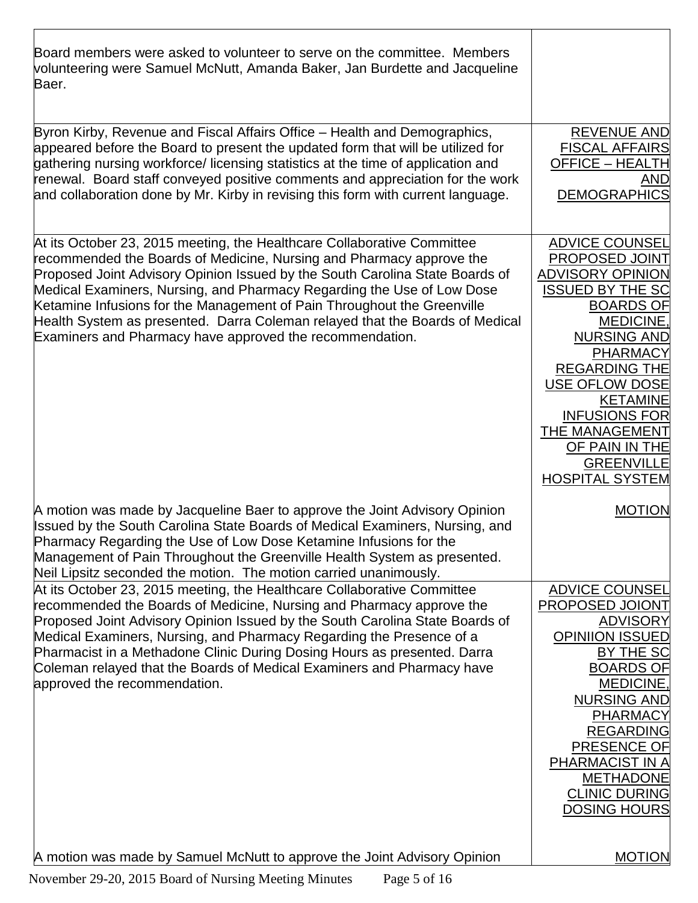| | |
|---|---|
| Board members were asked to volunteer to serve on the committee. Members volunteering were Samuel McNutt, Amanda Baker, Jan Burdette and Jacqueline Baer. | |
| Byron Kirby, Revenue and Fiscal Affairs Office – Health and Demographics, appeared before the Board to present the updated form that will be utilized for gathering nursing workforce/ licensing statistics at the time of application and renewal. Board staff conveyed positive comments and appreciation for the work and collaboration done by Mr. Kirby in revising this form with current language. | REVENUE AND FISCAL AFFAIRS OFFICE – HEALTH AND DEMOGRAPHICS |
| At its October 23, 2015 meeting, the Healthcare Collaborative Committee recommended the Boards of Medicine, Nursing and Pharmacy approve the Proposed Joint Advisory Opinion Issued by the South Carolina State Boards of Medical Examiners, Nursing, and Pharmacy Regarding the Use of Low Dose Ketamine Infusions for the Management of Pain Throughout the Greenville Health System as presented. Darra Coleman relayed that the Boards of Medical Examiners and Pharmacy have approved the recommendation. | ADVICE COUNSEL PROPOSED JOINT ADVISORY OPINION ISSUED BY THE SC BOARDS OF MEDICINE, NURSING AND PHARMACY REGARDING THE USE OFLOW DOSE KETAMINE INFUSIONS FOR THE MANAGEMENT OF PAIN IN THE GREENVILLE HOSPITAL SYSTEM |
| A motion was made by Jacqueline Baer to approve the Joint Advisory Opinion Issued by the South Carolina State Boards of Medical Examiners, Nursing, and Pharmacy Regarding the Use of Low Dose Ketamine Infusions for the Management of Pain Throughout the Greenville Health System as presented. Neil Lipsitz seconded the motion. The motion carried unanimously. | MOTION |
| At its October 23, 2015 meeting, the Healthcare Collaborative Committee recommended the Boards of Medicine, Nursing and Pharmacy approve the Proposed Joint Advisory Opinion Issued by the South Carolina State Boards of Medical Examiners, Nursing, and Pharmacy Regarding the Presence of a Pharmacist in a Methadone Clinic During Dosing Hours as presented. Darra Coleman relayed that the Boards of Medical Examiners and Pharmacy have approved the recommendation. | ADVICE COUNSEL PROPOSED JOIONT ADVISORY OPINIION ISSUED BY THE SC BOARDS OF MEDICINE, NURSING AND PHARMACY REGARDING PRESENCE OF PHARMACIST IN A METHADONE CLINIC DURING DOSING HOURS |
| A motion was made by Samuel McNutt to approve the Joint Advisory Opinion | MOTION |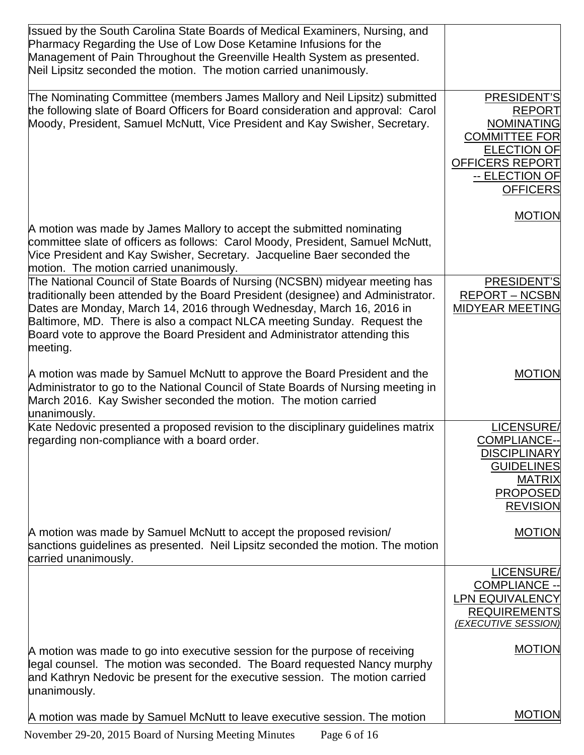| | |
|---|---|
| Issued by the South Carolina State Boards of Medical Examiners, Nursing, and Pharmacy Regarding the Use of Low Dose Ketamine Infusions for the Management of Pain Throughout the Greenville Health System as presented. Neil Lipsitz seconded the motion. The motion carried unanimously. | |
| The Nominating Committee (members James Mallory and Neil Lipsitz) submitted the following slate of Board Officers for Board consideration and approval: Carol Moody, President, Samuel McNutt, Vice President and Kay Swisher, Secretary.<br><br>A motion was made by James Mallory to accept the submitted nominating committee slate of officers as follows: Carol Moody, President, Samuel McNutt, Vice President and Kay Swisher, Secretary. Jacqueline Baer seconded the motion. The motion carried unanimously. | <u>PRESIDENT'S REPORT NOMINATING COMMITTEE FOR ELECTION OF OFFICERS REPORT -- ELECTION OF OFFICERS</u><br><br><u>MOTION</u> |
| The National Council of State Boards of Nursing (NCSBN) midyear meeting has traditionally been attended by the Board President (designee) and Administrator. Dates are Monday, March 14, 2016 through Wednesday, March 16, 2016 in Baltimore, MD. There is also a compact NLCA meeting Sunday. Request the Board vote to approve the Board President and Administrator attending this meeting.<br><br>A motion was made by Samuel McNutt to approve the Board President and the Administrator to go to the National Council of State Boards of Nursing meeting in March 2016. Kay Swisher seconded the motion. The motion carried unanimously. | <u>PRESIDENT'S REPORT – NCSBN MIDYEAR MEETING</u><br><br><u>MOTION</u> |
| Kate Nedovic presented a proposed revision to the disciplinary guidelines matrix regarding non-compliance with a board order.<br><br>A motion was made by Samuel McNutt to accept the proposed revision/ sanctions guidelines as presented. Neil Lipsitz seconded the motion. The motion carried unanimously. | <u>LICENSURE/ COMPLIANCE-- DISCIPLINARY GUIDELINES MATRIX PROPOSED REVISION</u><br><br><u>MOTION</u> |
| A motion was made to go into executive session for the purpose of receiving legal counsel. The motion was seconded. The Board requested Nancy murphy and Kathryn Nedovic be present for the executive session. The motion carried unanimously.<br><br>A motion was made by Samuel McNutt to leave executive session. The motion | <u>LICENSURE/ COMPLIANCE -- LPN EQUIVALENCY REQUIREMENTS</u> *(EXECUTIVE SESSION)*<br><br><u>MOTION</u><br><br><u>MOTION</u> |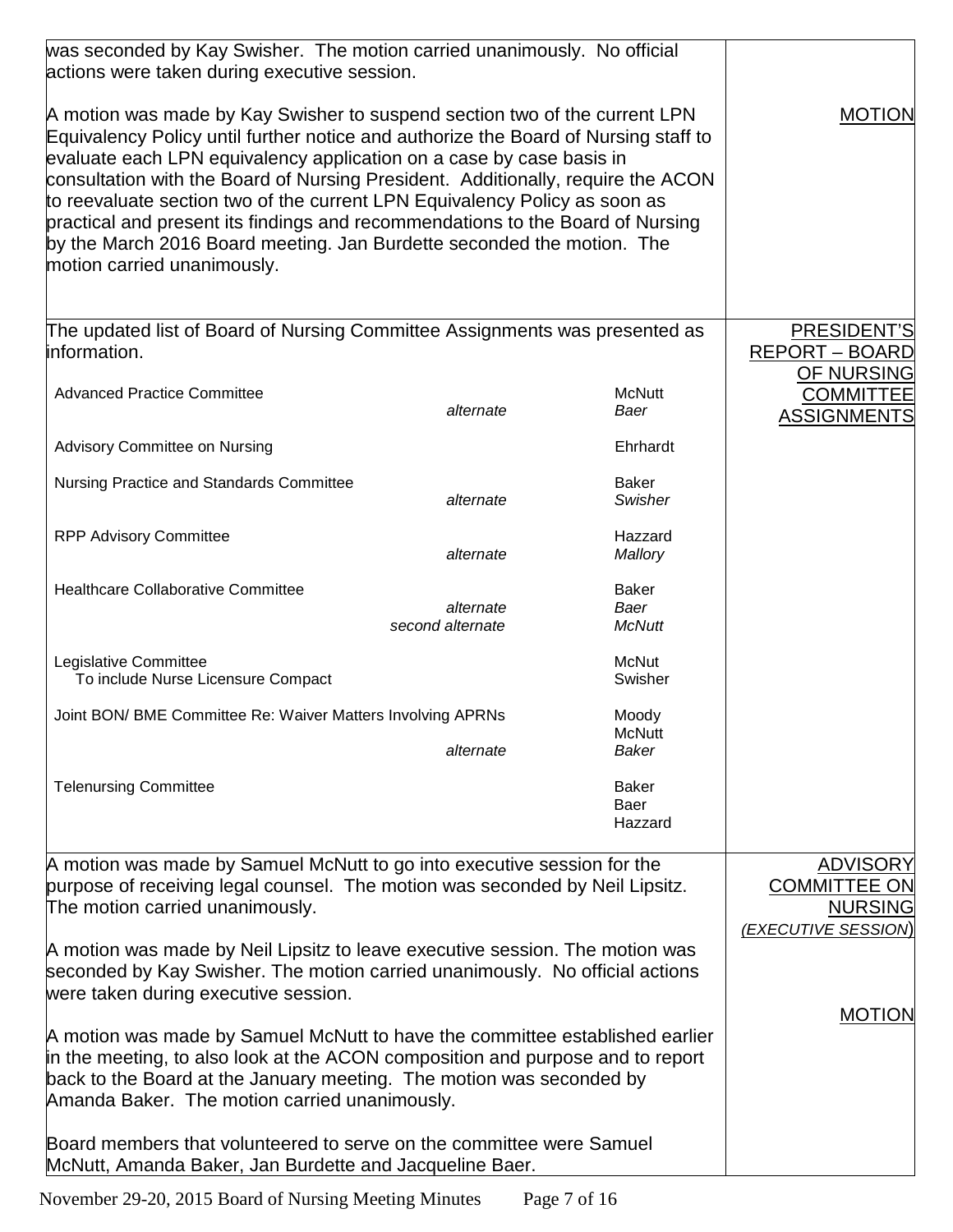was seconded by Kay Swisher. The motion carried unanimously. No official actions were taken during executive session.

**MOTION**

A motion was made by Kay Swisher to suspend section two of the current LPN Equivalency Policy until further notice and authorize the Board of Nursing staff to evaluate each LPN equivalency application on a case by case basis in consultation with the Board of Nursing President. Additionally, require the ACON to reevaluate section two of the current LPN Equivalency Policy as soon as practical and present its findings and recommendations to the Board of Nursing by the March 2016 Board meeting. Jan Burdette seconded the motion. The motion carried unanimously.

**PRESIDENT'S REPORT – BOARD OF NURSING COMMITTEE ASSIGNMENTS**

The updated list of Board of Nursing Committee Assignments was presented as information.

| Committee | | Member |
|---|---|---|
| Advanced Practice Committee | | McNutt |
| | *alternate* | *Baer* |
| Advisory Committee on Nursing | | Ehrhardt |
| Nursing Practice and Standards Committee | | Baker |
| | *alternate* | *Swisher* |
| RPP Advisory Committee | | Hazzard |
| | *alternate* | *Mallory* |
| Healthcare Collaborative Committee | | Baker |
| | *alternate* | *Baer* |
| | *second alternate* | *McNutt* |
| Legislative Committee | | McNut |
| To include Nurse Licensure Compact | | Swisher |
| Joint BON/ BME Committee Re: Waiver Matters Involving APRNs | | Moody |
| | | McNutt |
| | *alternate* | *Baker* |
| Telenursing Committee | | Baker |
| | | Baer |
| | | Hazzard |

**ADVISORY COMMITTEE ON NURSING** *(EXECUTIVE SESSION)*

A motion was made by Samuel McNutt to go into executive session for the purpose of receiving legal counsel. The motion was seconded by Neil Lipsitz. The motion carried unanimously.

A motion was made by Neil Lipsitz to leave executive session. The motion was seconded by Kay Swisher. The motion carried unanimously. No official actions were taken during executive session.

**MOTION**

A motion was made by Samuel McNutt to have the committee established earlier in the meeting, to also look at the ACON composition and purpose and to report back to the Board at the January meeting. The motion was seconded by Amanda Baker. The motion carried unanimously.

Board members that volunteered to serve on the committee were Samuel McNutt, Amanda Baker, Jan Burdette and Jacqueline Baer.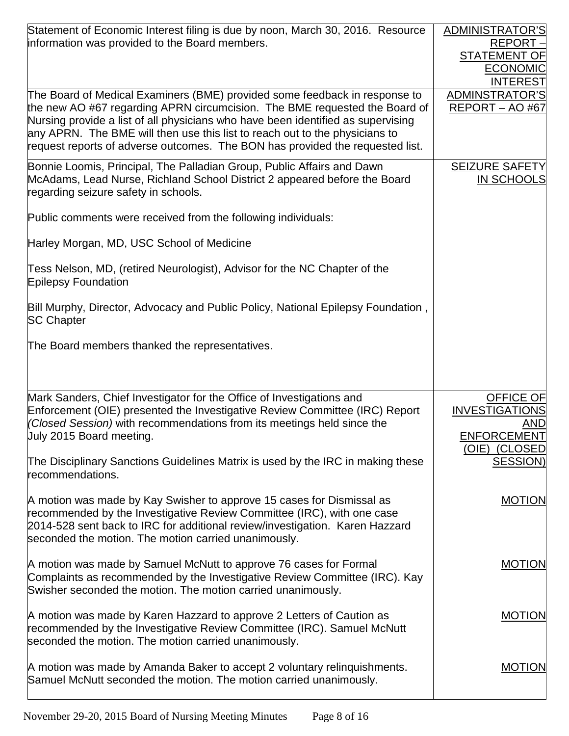| | |
|---|---|
| Statement of Economic Interest filing is due by noon, March 30, 2016. Resource information was provided to the Board members. | ADMINISTRATOR'S REPORT – STATEMENT OF ECONOMIC INTEREST |
| The Board of Medical Examiners (BME) provided some feedback in response to the new AO #67 regarding APRN circumcision. The BME requested the Board of Nursing provide a list of all physicians who have been identified as supervising any APRN. The BME will then use this list to reach out to the physicians to request reports of adverse outcomes. The BON has provided the requested list. | ADMINSTRATOR'S REPORT – AO #67 |
| Bonnie Loomis, Principal, The Palladian Group, Public Affairs and Dawn McAdams, Lead Nurse, Richland School District 2 appeared before the Board regarding seizure safety in schools.<br><br>Public comments were received from the following individuals:<br><br>Harley Morgan, MD, USC School of Medicine<br><br>Tess Nelson, MD, (retired Neurologist), Advisor for the NC Chapter of the Epilepsy Foundation<br><br>Bill Murphy, Director, Advocacy and Public Policy, National Epilepsy Foundation , SC Chapter<br><br>The Board members thanked the representatives. | SEIZURE SAFETY IN SCHOOLS |
| Mark Sanders, Chief Investigator for the Office of Investigations and Enforcement (OIE) presented the Investigative Review Committee (IRC) Report *(Closed Session)* with recommendations from its meetings held since the July 2015 Board meeting.<br><br>The Disciplinary Sanctions Guidelines Matrix is used by the IRC in making these recommendations. | OFFICE OF INVESTIGATIONS AND ENFORCEMENT (OIE) (CLOSED SESSION) |
| A motion was made by Kay Swisher to approve 15 cases for Dismissal as recommended by the Investigative Review Committee (IRC), with one case 2014-528 sent back to IRC for additional review/investigation. Karen Hazzard seconded the motion. The motion carried unanimously. | MOTION |
| A motion was made by Samuel McNutt to approve 76 cases for Formal Complaints as recommended by the Investigative Review Committee (IRC). Kay Swisher seconded the motion. The motion carried unanimously. | MOTION |
| A motion was made by Karen Hazzard to approve 2 Letters of Caution as recommended by the Investigative Review Committee (IRC). Samuel McNutt seconded the motion. The motion carried unanimously. | MOTION |
| A motion was made by Amanda Baker to accept 2 voluntary relinquishments. Samuel McNutt seconded the motion. The motion carried unanimously. | MOTION |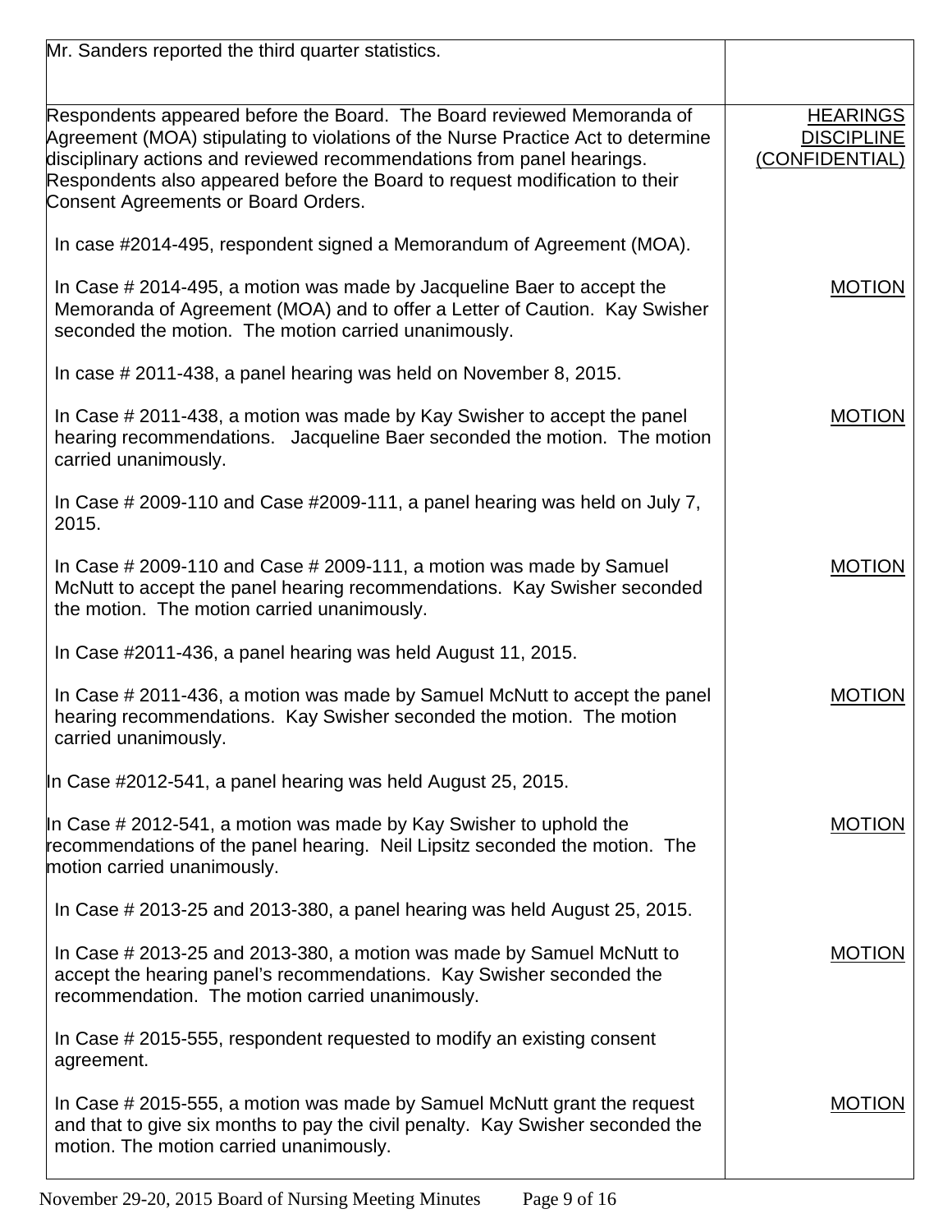| | |
|---|---|
| Mr. Sanders reported the third quarter statistics. | |
| Respondents appeared before the Board. The Board reviewed Memoranda of Agreement (MOA) stipulating to violations of the Nurse Practice Act to determine disciplinary actions and reviewed recommendations from panel hearings. Respondents also appeared before the Board to request modification to their Consent Agreements or Board Orders. | <u>HEARINGS DISCIPLINE (CONFIDENTIAL)</u> |
| In case #2014-495, respondent signed a Memorandum of Agreement (MOA). | |
| In Case # 2014-495, a motion was made by Jacqueline Baer to accept the Memoranda of Agreement (MOA) and to offer a Letter of Caution. Kay Swisher seconded the motion. The motion carried unanimously. | <u>MOTION</u> |
| In case # 2011-438, a panel hearing was held on November 8, 2015. | |
| In Case # 2011-438, a motion was made by Kay Swisher to accept the panel hearing recommendations. Jacqueline Baer seconded the motion. The motion carried unanimously. | <u>MOTION</u> |
| In Case # 2009-110 and Case #2009-111, a panel hearing was held on July 7, 2015. | |
| In Case # 2009-110 and Case # 2009-111, a motion was made by Samuel McNutt to accept the panel hearing recommendations. Kay Swisher seconded the motion. The motion carried unanimously. | <u>MOTION</u> |
| In Case #2011-436, a panel hearing was held August 11, 2015. | |
| In Case # 2011-436, a motion was made by Samuel McNutt to accept the panel hearing recommendations. Kay Swisher seconded the motion. The motion carried unanimously. | <u>MOTION</u> |
| In Case #2012-541, a panel hearing was held August 25, 2015. | |
| In Case # 2012-541, a motion was made by Kay Swisher to uphold the recommendations of the panel hearing. Neil Lipsitz seconded the motion. The motion carried unanimously. | <u>MOTION</u> |
| In Case # 2013-25 and 2013-380, a panel hearing was held August 25, 2015. | |
| In Case # 2013-25 and 2013-380, a motion was made by Samuel McNutt to accept the hearing panel's recommendations. Kay Swisher seconded the recommendation. The motion carried unanimously. | <u>MOTION</u> |
| In Case # 2015-555, respondent requested to modify an existing consent agreement. | |
| In Case # 2015-555, a motion was made by Samuel McNutt grant the request and that to give six months to pay the civil penalty. Kay Swisher seconded the motion. The motion carried unanimously. | <u>MOTION</u> |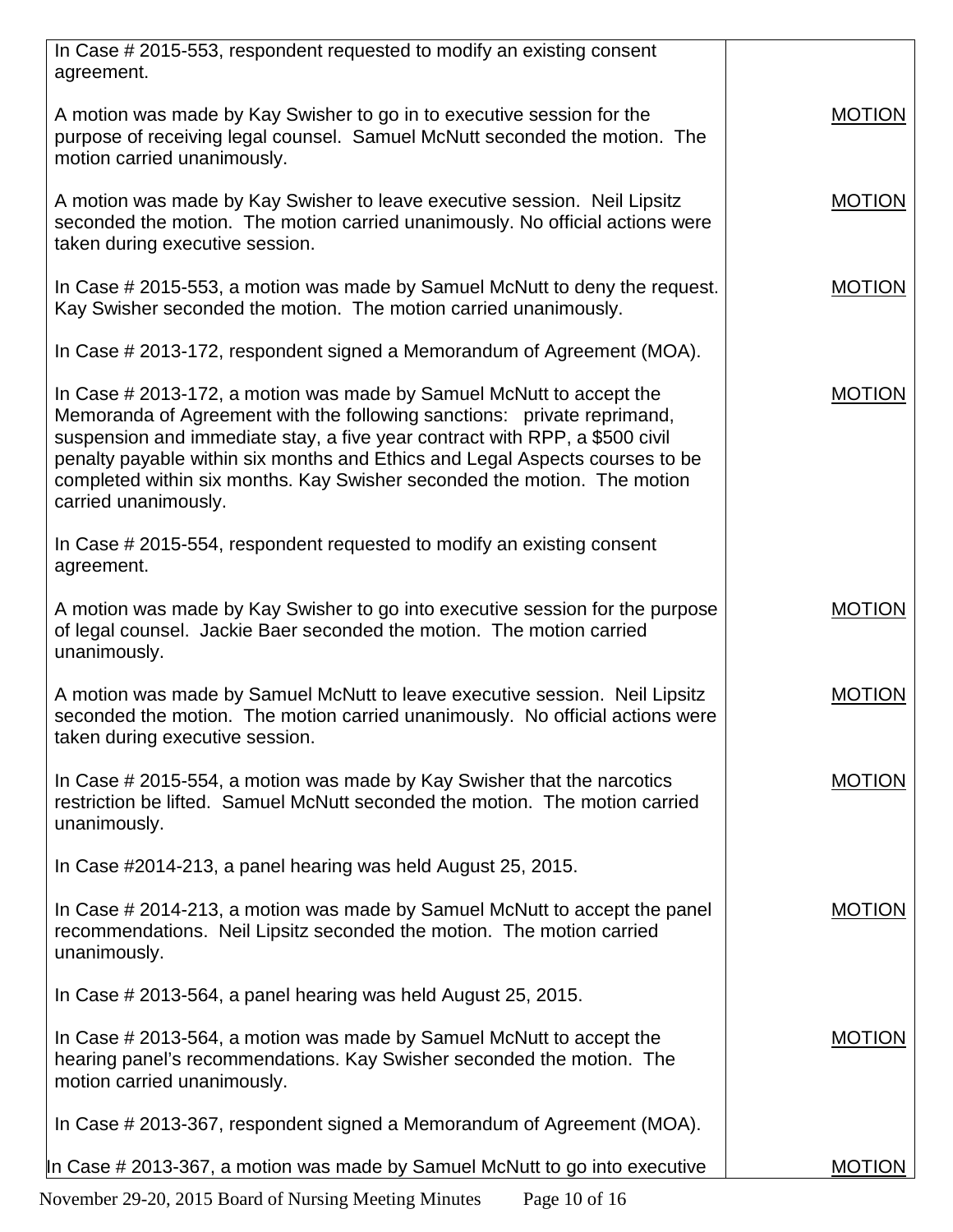| | |
|---|---|
| In Case # 2015-553, respondent requested to modify an existing consent agreement. | |
| A motion was made by Kay Swisher to go in to executive session for the purpose of receiving legal counsel. Samuel McNutt seconded the motion. The motion carried unanimously. | MOTION |
| A motion was made by Kay Swisher to leave executive session. Neil Lipsitz seconded the motion. The motion carried unanimously. No official actions were taken during executive session. | MOTION |
| In Case # 2015-553, a motion was made by Samuel McNutt to deny the request. Kay Swisher seconded the motion. The motion carried unanimously. | MOTION |
| In Case # 2013-172, respondent signed a Memorandum of Agreement (MOA). | |
| In Case # 2013-172, a motion was made by Samuel McNutt to accept the Memoranda of Agreement with the following sanctions: private reprimand, suspension and immediate stay, a five year contract with RPP, a $500 civil penalty payable within six months and Ethics and Legal Aspects courses to be completed within six months. Kay Swisher seconded the motion. The motion carried unanimously. | MOTION |
| In Case # 2015-554, respondent requested to modify an existing consent agreement. | |
| A motion was made by Kay Swisher to go into executive session for the purpose of legal counsel. Jackie Baer seconded the motion. The motion carried unanimously. | MOTION |
| A motion was made by Samuel McNutt to leave executive session. Neil Lipsitz seconded the motion. The motion carried unanimously. No official actions were taken during executive session. | MOTION |
| In Case # 2015-554, a motion was made by Kay Swisher that the narcotics restriction be lifted. Samuel McNutt seconded the motion. The motion carried unanimously. | MOTION |
| In Case #2014-213, a panel hearing was held August 25, 2015. | |
| In Case # 2014-213, a motion was made by Samuel McNutt to accept the panel recommendations. Neil Lipsitz seconded the motion. The motion carried unanimously. | MOTION |
| In Case # 2013-564, a panel hearing was held August 25, 2015. | |
| In Case # 2013-564, a motion was made by Samuel McNutt to accept the hearing panel's recommendations. Kay Swisher seconded the motion. The motion carried unanimously. | MOTION |
| In Case # 2013-367, respondent signed a Memorandum of Agreement (MOA). | |
| In Case # 2013-367, a motion was made by Samuel McNutt to go into executive | MOTION |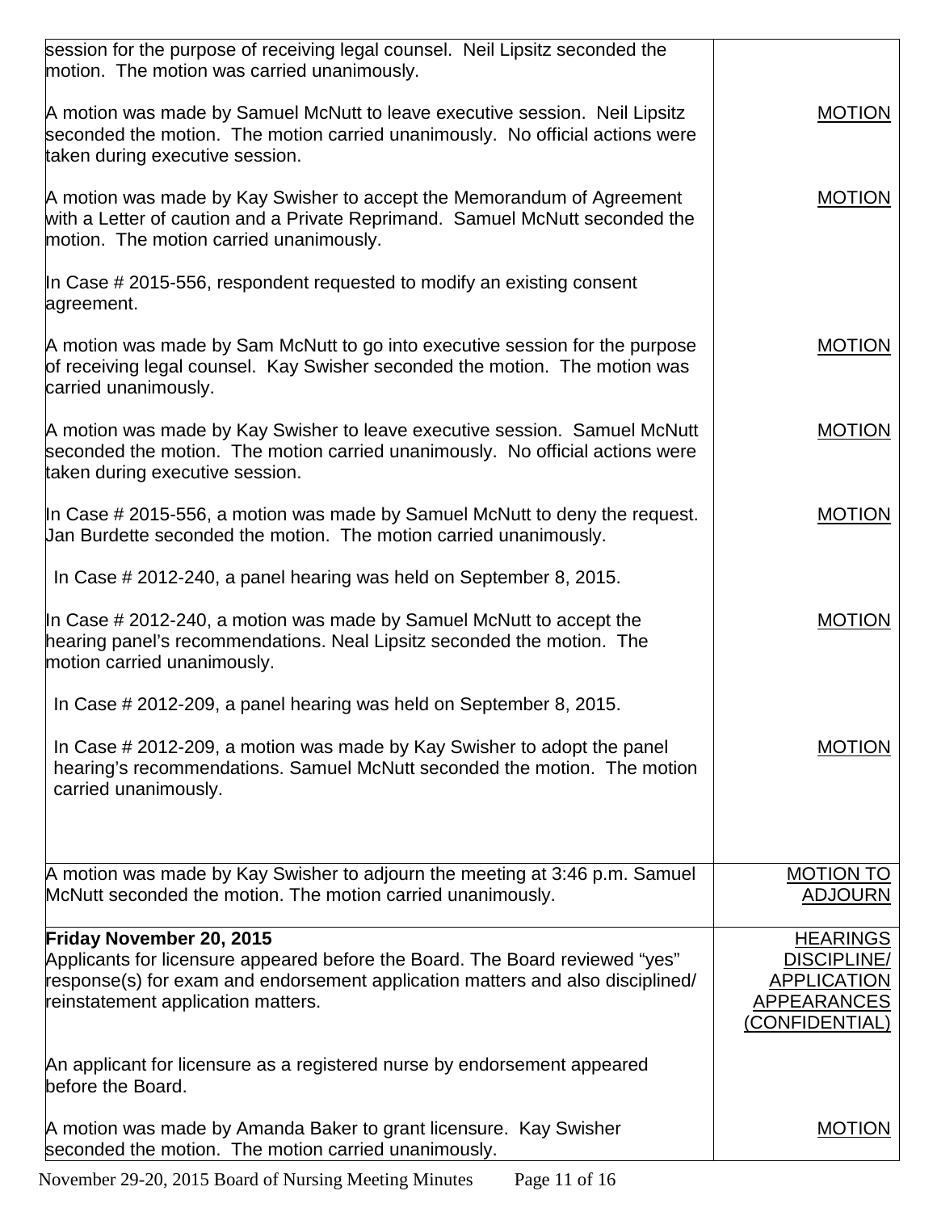| | |
|---|---|
| session for the purpose of receiving legal counsel. Neil Lipsitz seconded the motion. The motion was carried unanimously. | |
| A motion was made by Samuel McNutt to leave executive session. Neil Lipsitz seconded the motion. The motion carried unanimously. No official actions were taken during executive session. | MOTION |
| A motion was made by Kay Swisher to accept the Memorandum of Agreement with a Letter of caution and a Private Reprimand. Samuel McNutt seconded the motion. The motion carried unanimously. | MOTION |
| In Case # 2015-556, respondent requested to modify an existing consent agreement. | |
| A motion was made by Sam McNutt to go into executive session for the purpose of receiving legal counsel. Kay Swisher seconded the motion. The motion was carried unanimously. | MOTION |
| A motion was made by Kay Swisher to leave executive session. Samuel McNutt seconded the motion. The motion carried unanimously. No official actions were taken during executive session. | MOTION |
| In Case # 2015-556, a motion was made by Samuel McNutt to deny the request. Jan Burdette seconded the motion. The motion carried unanimously. | MOTION |
| In Case # 2012-240, a panel hearing was held on September 8, 2015. | |
| In Case # 2012-240, a motion was made by Samuel McNutt to accept the hearing panel's recommendations. Neal Lipsitz seconded the motion. The motion carried unanimously. | MOTION |
| In Case # 2012-209, a panel hearing was held on September 8, 2015. | |
| In Case # 2012-209, a motion was made by Kay Swisher to adopt the panel hearing's recommendations. Samuel McNutt seconded the motion. The motion carried unanimously. | MOTION |
| A motion was made by Kay Swisher to adjourn the meeting at 3:46 p.m. Samuel McNutt seconded the motion. The motion carried unanimously. | MOTION TO ADJOURN |
| **Friday November 20, 2015** Applicants for licensure appeared before the Board. The Board reviewed "yes" response(s) for exam and endorsement application matters and also disciplined/ reinstatement application matters. | HEARINGS DISCIPLINE/ APPLICATION APPEARANCES (CONFIDENTIAL) |
| An applicant for licensure as a registered nurse by endorsement appeared before the Board. | |
| A motion was made by Amanda Baker to grant licensure. Kay Swisher seconded the motion. The motion carried unanimously. | MOTION |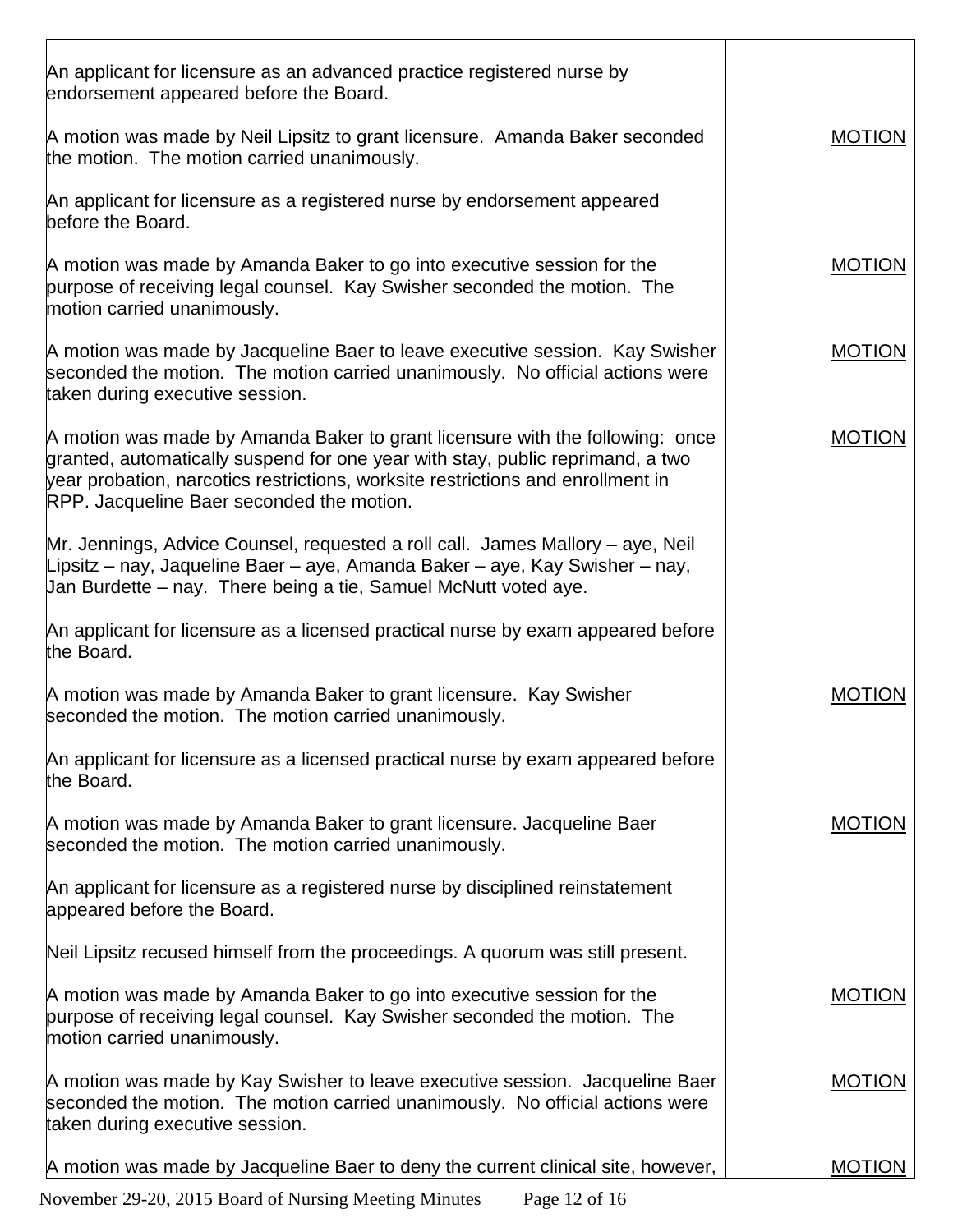| | |
|---|---|
| An applicant for licensure as an advanced practice registered nurse by endorsement appeared before the Board. | |
| A motion was made by Neil Lipsitz to grant licensure. Amanda Baker seconded the motion. The motion carried unanimously. | MOTION |
| An applicant for licensure as a registered nurse by endorsement appeared before the Board. | |
| A motion was made by Amanda Baker to go into executive session for the purpose of receiving legal counsel. Kay Swisher seconded the motion. The motion carried unanimously. | MOTION |
| A motion was made by Jacqueline Baer to leave executive session. Kay Swisher seconded the motion. The motion carried unanimously. No official actions were taken during executive session. | MOTION |
| A motion was made by Amanda Baker to grant licensure with the following: once granted, automatically suspend for one year with stay, public reprimand, a two year probation, narcotics restrictions, worksite restrictions and enrollment in RPP. Jacqueline Baer seconded the motion. | MOTION |
| Mr. Jennings, Advice Counsel, requested a roll call. James Mallory – aye, Neil Lipsitz – nay, Jaqueline Baer – aye, Amanda Baker – aye, Kay Swisher – nay, Jan Burdette – nay. There being a tie, Samuel McNutt voted aye. | |
| An applicant for licensure as a licensed practical nurse by exam appeared before the Board. | |
| A motion was made by Amanda Baker to grant licensure. Kay Swisher seconded the motion. The motion carried unanimously. | MOTION |
| An applicant for licensure as a licensed practical nurse by exam appeared before the Board. | |
| A motion was made by Amanda Baker to grant licensure. Jacqueline Baer seconded the motion. The motion carried unanimously. | MOTION |
| An applicant for licensure as a registered nurse by disciplined reinstatement appeared before the Board. | |
| Neil Lipsitz recused himself from the proceedings. A quorum was still present. | |
| A motion was made by Amanda Baker to go into executive session for the purpose of receiving legal counsel. Kay Swisher seconded the motion. The motion carried unanimously. | MOTION |
| A motion was made by Kay Swisher to leave executive session. Jacqueline Baer seconded the motion. The motion carried unanimously. No official actions were taken during executive session. | MOTION |
| A motion was made by Jacqueline Baer to deny the current clinical site, however, | MOTION |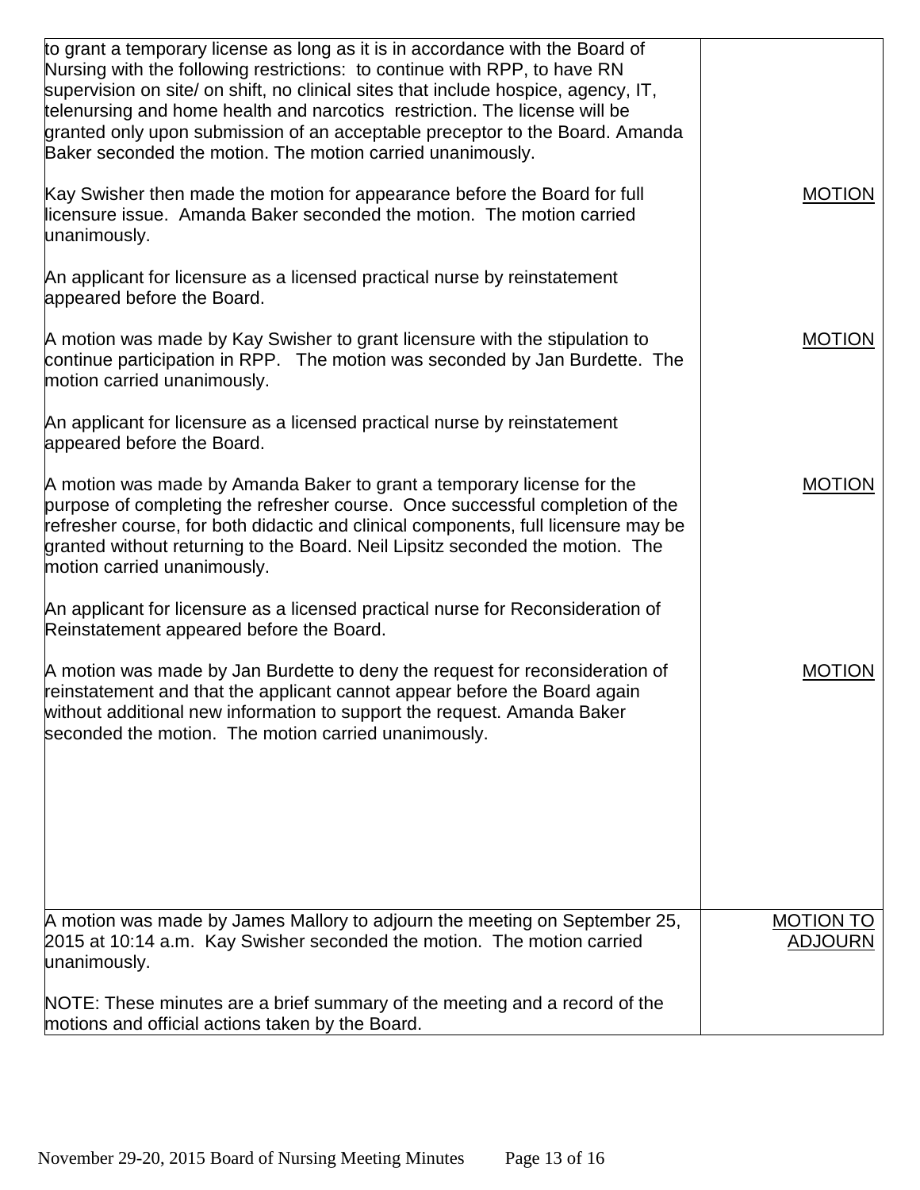| | |
|---|---|
| to grant a temporary license as long as it is in accordance with the Board of Nursing with the following restrictions: to continue with RPP, to have RN supervision on site/ on shift, no clinical sites that include hospice, agency, IT, telenursing and home health and narcotics restriction. The license will be granted only upon submission of an acceptable preceptor to the Board. Amanda Baker seconded the motion. The motion carried unanimously.<br><br>Kay Swisher then made the motion for appearance before the Board for full licensure issue. Amanda Baker seconded the motion. The motion carried unanimously.<br><br>An applicant for licensure as a licensed practical nurse by reinstatement appeared before the Board.<br><br>A motion was made by Kay Swisher to grant licensure with the stipulation to continue participation in RPP. The motion was seconded by Jan Burdette. The motion carried unanimously.<br><br>An applicant for licensure as a licensed practical nurse by reinstatement appeared before the Board.<br><br>A motion was made by Amanda Baker to grant a temporary license for the purpose of completing the refresher course. Once successful completion of the refresher course, for both didactic and clinical components, full licensure may be granted without returning to the Board. Neil Lipsitz seconded the motion. The motion carried unanimously.<br><br>An applicant for licensure as a licensed practical nurse for Reconsideration of Reinstatement appeared before the Board.<br><br>A motion was made by Jan Burdette to deny the request for reconsideration of reinstatement and that the applicant cannot appear before the Board again without additional new information to support the request. Amanda Baker seconded the motion. The motion carried unanimously. | <br><br><br><br><br><br>MOTION<br><br><br><br><br><br>MOTION<br><br><br><br><br><br>MOTION<br><br><br><br><br><br><br><br>MOTION |
| A motion was made by James Mallory to adjourn the meeting on September 25, 2015 at 10:14 a.m. Kay Swisher seconded the motion. The motion carried unanimously.<br><br>NOTE: These minutes are a brief summary of the meeting and a record of the motions and official actions taken by the Board. | MOTION TO ADJOURN |